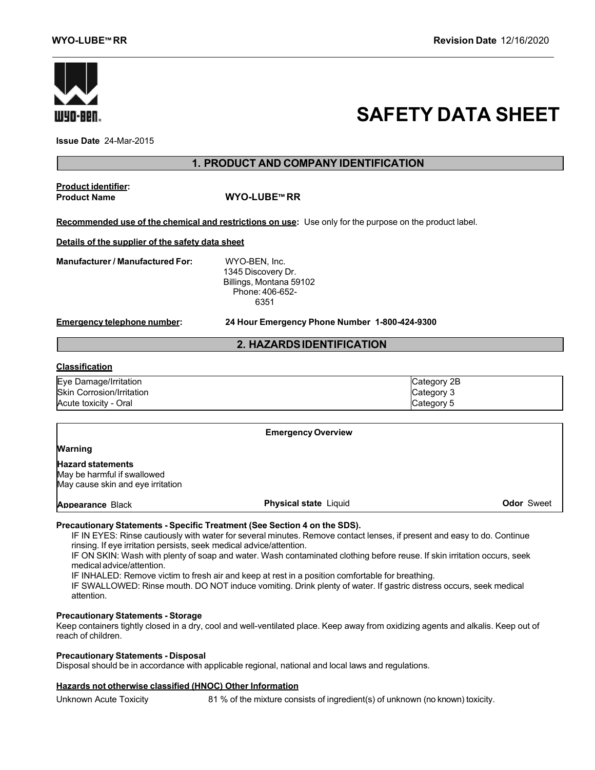# SAFETY DATA SHEET

**Issue Date** 24-Mar-2015

## 1. PRODUCT AND COMPANY IDENTIFICATION

**Product identifier:**

**Product Name** WYO-LUBE™ RR

**Recommended use of the chemical and restrictions on use:** Use only for the purpose on the product label.

**Details of the supplier of the safety data sheet**

**Manufacturer / Manufactured For:**
WYO-BEN, Inc.
1345 Discovery Dr.
Billings, Montana 59102
Phone: 406-652-6351

**Emergency telephone number:** **24 Hour Emergency Phone Number 1-800-424-9300**

## 2. HAZARDS IDENTIFICATION

**Classification**

| | |
|---|---|
| Eye Damage/Irritation | Category 2B |
| Skin Corrosion/Irritation | Category 3 |
| Acute toxicity - Oral | Category 5 |

**Emergency Overview**

**Warning**

**Hazard statements**
May be harmful if swallowed
May cause skin and eye irritation

**Appearance** Black **Physical state** Liquid **Odor** Sweet

**Precautionary Statements - Specific Treatment (See Section 4 on the SDS).**

IF IN EYES: Rinse cautiously with water for several minutes. Remove contact lenses, if present and easy to do. Continue rinsing. If eye irritation persists, seek medical advice/attention.
IF ON SKIN: Wash with plenty of soap and water. Wash contaminated clothing before reuse. If skin irritation occurs, seek medical advice/attention.
IF INHALED: Remove victim to fresh air and keep at rest in a position comfortable for breathing.
IF SWALLOWED: Rinse mouth. DO NOT induce vomiting. Drink plenty of water. If gastric distress occurs, seek medical attention.

**Precautionary Statements - Storage**
Keep containers tightly closed in a dry, cool and well-ventilated place. Keep away from oxidizing agents and alkalis. Keep out of reach of children.

**Precautionary Statements - Disposal**
Disposal should be in accordance with applicable regional, national and local laws and regulations.

**Hazards not otherwise classified (HNOC) Other Information**

Unknown Acute Toxicity 81 % of the mixture consists of ingredient(s) of unknown (no known) toxicity.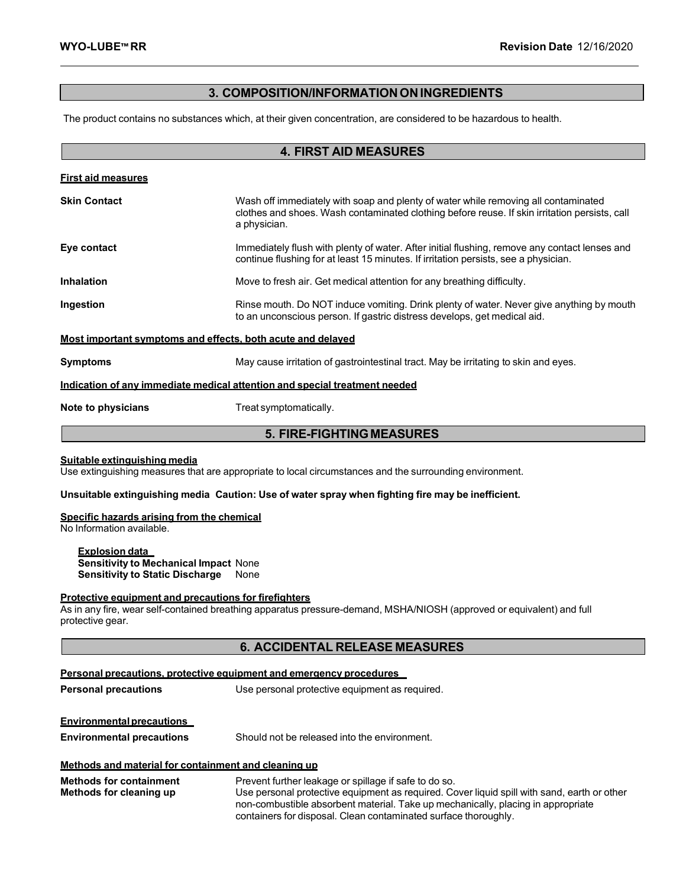## 3. COMPOSITION/INFORMATION ON INGREDIENTS

The product contains no substances which, at their given concentration, are considered to be hazardous to health.

## 4. FIRST AID MEASURES

**First aid measures**

| | |
|---|---|
| **Skin Contact** | Wash off immediately with soap and plenty of water while removing all contaminated clothes and shoes. Wash contaminated clothing before reuse. If skin irritation persists, call a physician. |
| **Eye contact** | Immediately flush with plenty of water. After initial flushing, remove any contact lenses and continue flushing for at least 15 minutes. If irritation persists, see a physician. |
| **Inhalation** | Move to fresh air. Get medical attention for any breathing difficulty. |
| **Ingestion** | Rinse mouth. Do NOT induce vomiting. Drink plenty of water. Never give anything by mouth to an unconscious person. If gastric distress develops, get medical aid. |

**Most important symptoms and effects, both acute and delayed**

| | |
|---|---|
| **Symptoms** | May cause irritation of gastrointestinal tract. May be irritating to skin and eyes. |

**Indication of any immediate medical attention and special treatment needed**

| | |
|---|---|
| **Note to physicians** | Treat symptomatically. |

## 5. FIRE-FIGHTING MEASURES

**Suitable extinguishing media**
Use extinguishing measures that are appropriate to local circumstances and the surrounding environment.

**Unsuitable extinguishing media Caution: Use of water spray when fighting fire may be inefficient.**

**Specific hazards arising from the chemical**
No Information available.

**Explosion data**
**Sensitivity to Mechanical Impact** None
**Sensitivity to Static Discharge** None

**Protective equipment and precautions for firefighters**
As in any fire, wear self-contained breathing apparatus pressure-demand, MSHA/NIOSH (approved or equivalent) and full protective gear.

## 6. ACCIDENTAL RELEASE MEASURES

**Personal precautions, protective equipment and emergency procedures**

| | |
|---|---|
| **Personal precautions** | Use personal protective equipment as required. |

**Environmental precautions**

| | |
|---|---|
| **Environmental precautions** | Should not be released into the environment. |

**Methods and material for containment and cleaning up**

| | |
|---|---|
| **Methods for containment** | Prevent further leakage or spillage if safe to do so. |
| **Methods for cleaning up** | Use personal protective equipment as required. Cover liquid spill with sand, earth or other non-combustible absorbent material. Take up mechanically, placing in appropriate containers for disposal. Clean contaminated surface thoroughly. |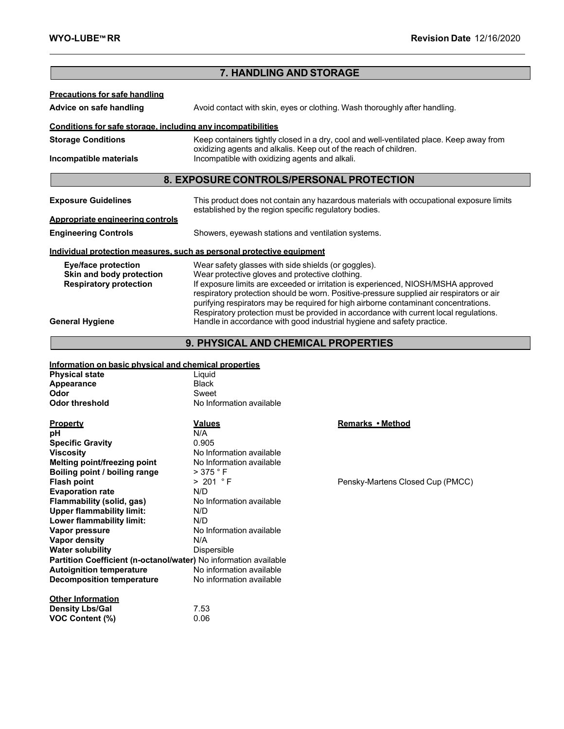## 7. HANDLING AND STORAGE

**Precautions for safe handling**

**Advice on safe handling** Avoid contact with skin, eyes or clothing. Wash thoroughly after handling.

**Conditions for safe storage, including any incompatibilities**

**Storage Conditions** Keep containers tightly closed in a dry, cool and well-ventilated place. Keep away from oxidizing agents and alkalis. Keep out of the reach of children.

**Incompatible materials** Incompatible with oxidizing agents and alkali.

## 8. EXPOSURE CONTROLS/PERSONAL PROTECTION

**Exposure Guidelines** This product does not contain any hazardous materials with occupational exposure limits established by the region specific regulatory bodies.

**Appropriate engineering controls**

**Engineering Controls** Showers, eyewash stations and ventilation systems.

**Individual protection measures, such as personal protective equipment**

**Eye/face protection** Wear safety glasses with side shields (or goggles).

**Skin and body protection** Wear protective gloves and protective clothing.

**Respiratory protection** If exposure limits are exceeded or irritation is experienced, NIOSH/MSHA approved respiratory protection should be worn. Positive-pressure supplied air respirators or air purifying respirators may be required for high airborne contaminant concentrations. Respiratory protection must be provided in accordance with current local regulations.

**General Hygiene** Handle in accordance with good industrial hygiene and safety practice.

## 9. PHYSICAL AND CHEMICAL PROPERTIES

**Information on basic physical and chemical properties**

| | |
|---|---|
| **Physical state** | Liquid |
| **Appearance** | Black |
| **Odor** | Sweet |
| **Odor threshold** | No Information available |

| Property | Values | Remarks • Method |
|---|---|---|
| **pH** | N/A | |
| **Specific Gravity** | 0.905 | |
| **Viscosity** | No Information available | |
| **Melting point/freezing point** | No Information available | |
| **Boiling point / boiling range** | > 375 ° F | |
| **Flash point** | > 201 ° F | Pensky-Martens Closed Cup (PMCC) |
| **Evaporation rate** | N/D | |
| **Flammability (solid, gas)** | No Information available | |
| **Upper flammability limit:** | N/D | |
| **Lower flammability limit:** | N/D | |
| **Vapor pressure** | No Information available | |
| **Vapor density** | N/A | |
| **Water solubility** | Dispersible | |
| **Partition Coefficient (n-octanol/water)** | No information available | |
| **Autoignition temperature** | No information available | |
| **Decomposition temperature** | No information available | |

**Other Information**

| | |
|---|---|
| **Density Lbs/Gal** | 7.53 |
| **VOC Content (%)** | 0.06 |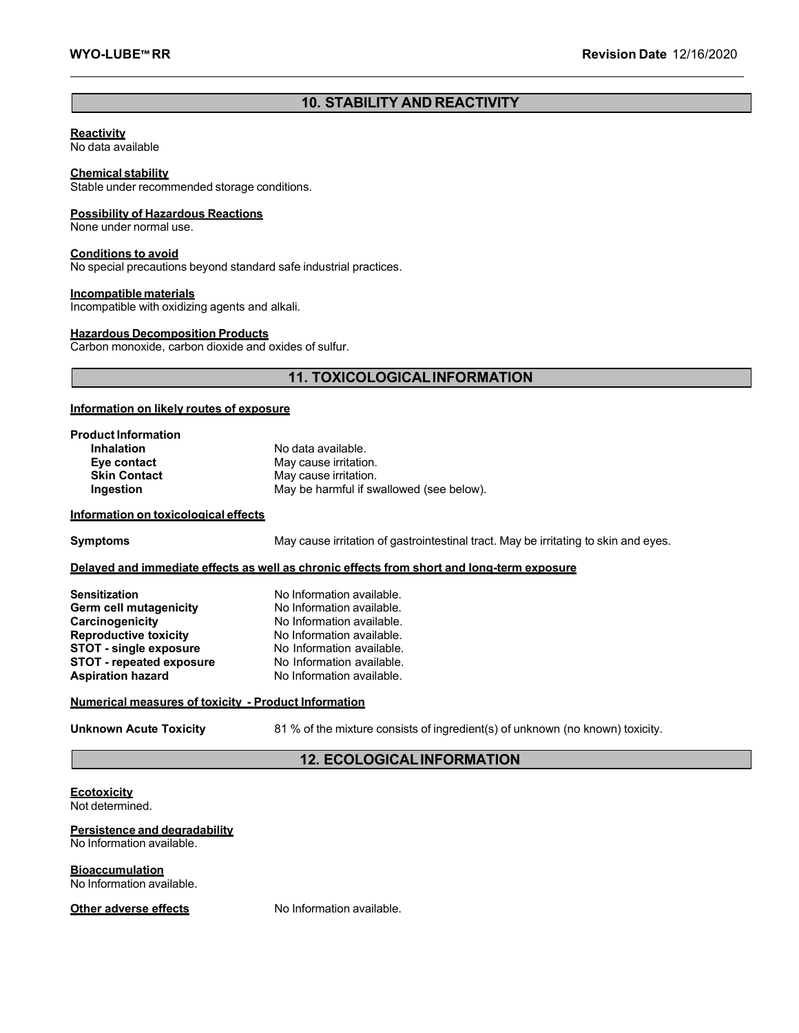## 10. STABILITY AND REACTIVITY

**Reactivity**
No data available

**Chemical stability**
Stable under recommended storage conditions.

**Possibility of Hazardous Reactions**
None under normal use.

**Conditions to avoid**
No special precautions beyond standard safe industrial practices.

**Incompatible materials**
Incompatible with oxidizing agents and alkali.

**Hazardous Decomposition Products**
Carbon monoxide, carbon dioxide and oxides of sulfur.

## 11. TOXICOLOGICAL INFORMATION

**Information on likely routes of exposure**

**Product Information**

| | |
|---|---|
| **Inhalation** | No data available. |
| **Eye contact** | May cause irritation. |
| **Skin Contact** | May cause irritation. |
| **Ingestion** | May be harmful if swallowed (see below). |

**Information on toxicological effects**

**Symptoms** May cause irritation of gastrointestinal tract. May be irritating to skin and eyes.

**Delayed and immediate effects as well as chronic effects from short and long-term exposure**

| | |
|---|---|
| **Sensitization** | No Information available. |
| **Germ cell mutagenicity** | No Information available. |
| **Carcinogenicity** | No Information available. |
| **Reproductive toxicity** | No Information available. |
| **STOT - single exposure** | No Information available. |
| **STOT - repeated exposure** | No Information available. |
| **Aspiration hazard** | No Information available. |

**Numerical measures of toxicity - Product Information**

**Unknown Acute Toxicity** 81 % of the mixture consists of ingredient(s) of unknown (no known) toxicity.

## 12. ECOLOGICAL INFORMATION

**Ecotoxicity**
Not determined.

**Persistence and degradability**
No Information available.

**Bioaccumulation**
No Information available.

**Other adverse effects** No Information available.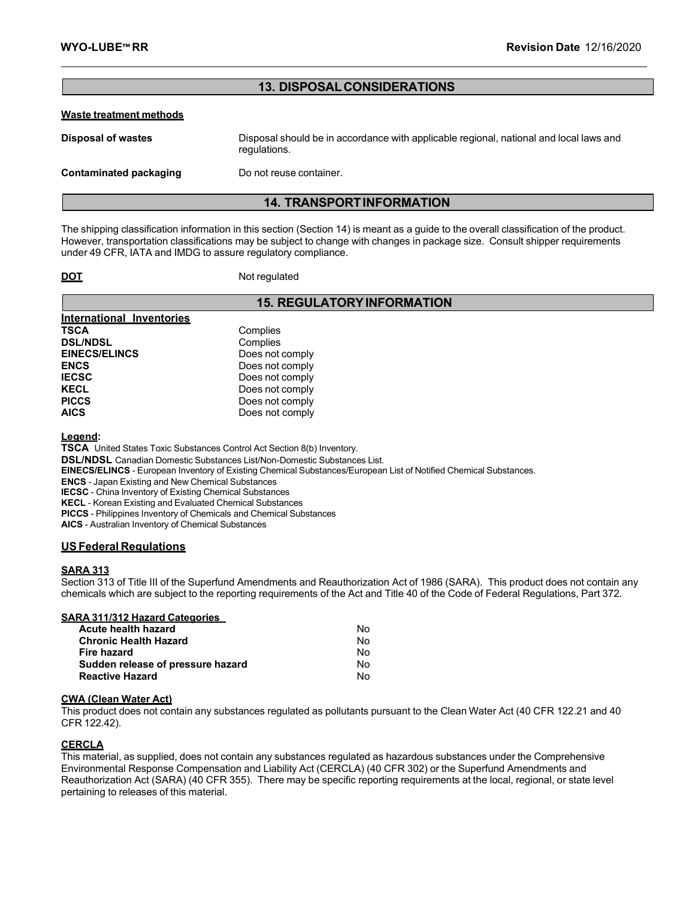## 13. DISPOSAL CONSIDERATIONS

**Waste treatment methods**

| | |
|---|---|
| **Disposal of wastes** | Disposal should be in accordance with applicable regional, national and local laws and regulations. |
| **Contaminated packaging** | Do not reuse container. |

## 14. TRANSPORT INFORMATION

The shipping classification information in this section (Section 14) is meant as a guide to the overall classification of the product. However, transportation classifications may be subject to change with changes in package size. Consult shipper requirements under 49 CFR, IATA and IMDG to assure regulatory compliance.

**DOT** Not regulated

## 15. REGULATORY INFORMATION

**International Inventories**

| | |
|---|---|
| **TSCA** | Complies |
| **DSL/NDSL** | Complies |
| **EINECS/ELINCS** | Does not comply |
| **ENCS** | Does not comply |
| **IECSC** | Does not comply |
| **KECL** | Does not comply |
| **PICCS** | Does not comply |
| **AICS** | Does not comply |

**Legend:**

**TSCA** United States Toxic Substances Control Act Section 8(b) Inventory.
**DSL/NDSL** Canadian Domestic Substances List/Non-Domestic Substances List.
**EINECS/ELINCS** - European Inventory of Existing Chemical Substances/European List of Notified Chemical Substances.
**ENCS** - Japan Existing and New Chemical Substances
**IECSC** - China Inventory of Existing Chemical Substances
**KECL** - Korean Existing and Evaluated Chemical Substances
**PICCS** - Philippines Inventory of Chemicals and Chemical Substances
**AICS** - Australian Inventory of Chemical Substances

### US Federal Regulations

**SARA 313**

Section 313 of Title III of the Superfund Amendments and Reauthorization Act of 1986 (SARA). This product does not contain any chemicals which are subject to the reporting requirements of the Act and Title 40 of the Code of Federal Regulations, Part 372.

**SARA 311/312 Hazard Categories**

| | |
|---|---|
| **Acute health hazard** | No |
| **Chronic Health Hazard** | No |
| **Fire hazard** | No |
| **Sudden release of pressure hazard** | No |
| **Reactive Hazard** | No |

**CWA (Clean Water Act)**

This product does not contain any substances regulated as pollutants pursuant to the Clean Water Act (40 CFR 122.21 and 40 CFR 122.42).

**CERCLA**

This material, as supplied, does not contain any substances regulated as hazardous substances under the Comprehensive Environmental Response Compensation and Liability Act (CERCLA) (40 CFR 302) or the Superfund Amendments and Reauthorization Act (SARA) (40 CFR 355). There may be specific reporting requirements at the local, regional, or state level pertaining to releases of this material.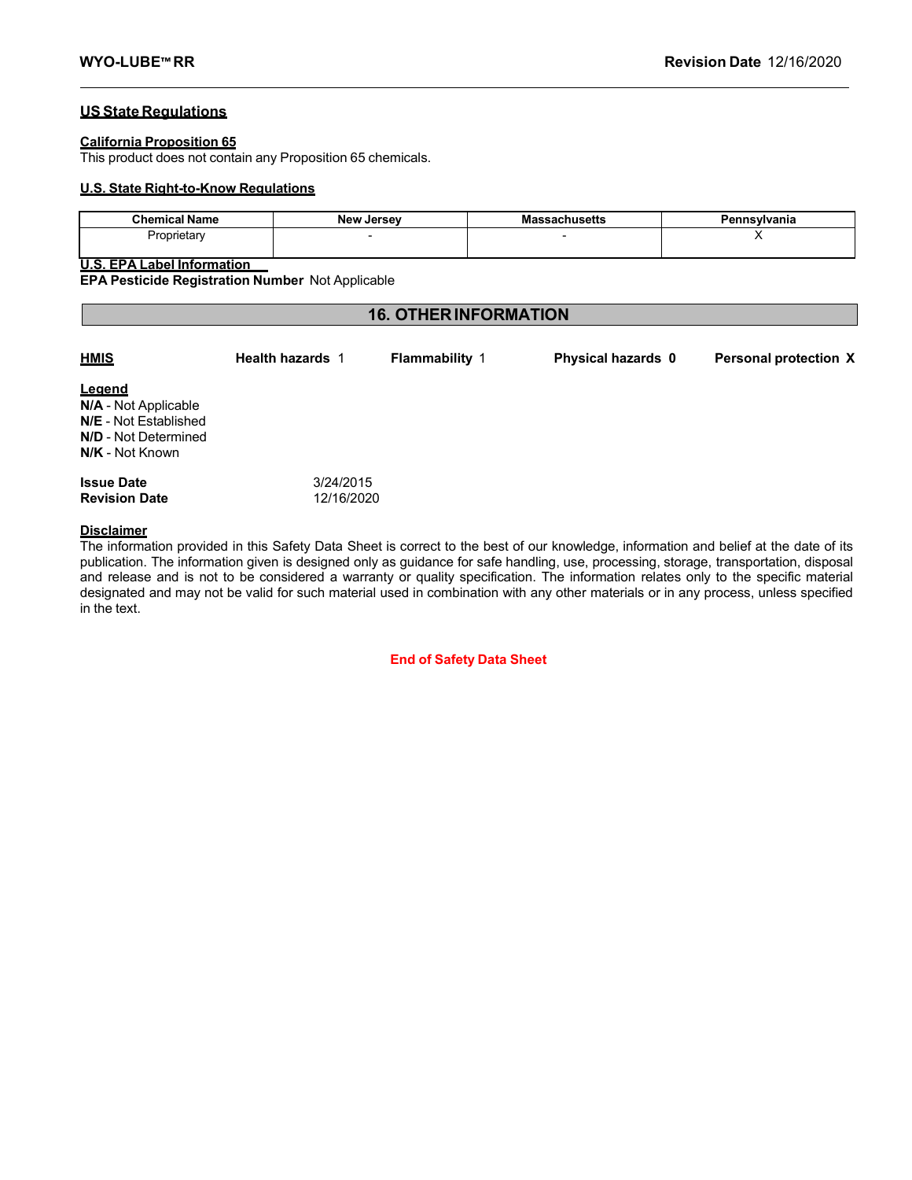#### US State Regulations

**California Proposition 65**

This product does not contain any Proposition 65 chemicals.

**U.S. State Right-to-Know Regulations**

| Chemical Name | New Jersey | Massachusetts | Pennsylvania |
|---|---|---|---|
| Proprietary | - | - | X |

**U.S. EPA Label Information**

**EPA Pesticide Registration Number** Not Applicable

## 16. OTHER INFORMATION

| **HMIS** | **Health hazards** 1 | **Flammability** 1 | **Physical hazards** 0 | **Personal protection** X |
|---|---|---|---|---|

**Legend**

**N/A** - Not Applicable
**N/E** - Not Established
**N/D** - Not Determined
**N/K** - Not Known

**Issue Date** 3/24/2015
**Revision Date** 12/16/2020

**Disclaimer**

The information provided in this Safety Data Sheet is correct to the best of our knowledge, information and belief at the date of its publication. The information given is designed only as guidance for safe handling, use, processing, storage, transportation, disposal and release and is not to be considered a warranty or quality specification. The information relates only to the specific material designated and may not be valid for such material used in combination with any other materials or in any process, unless specified in the text.

**End of Safety Data Sheet**